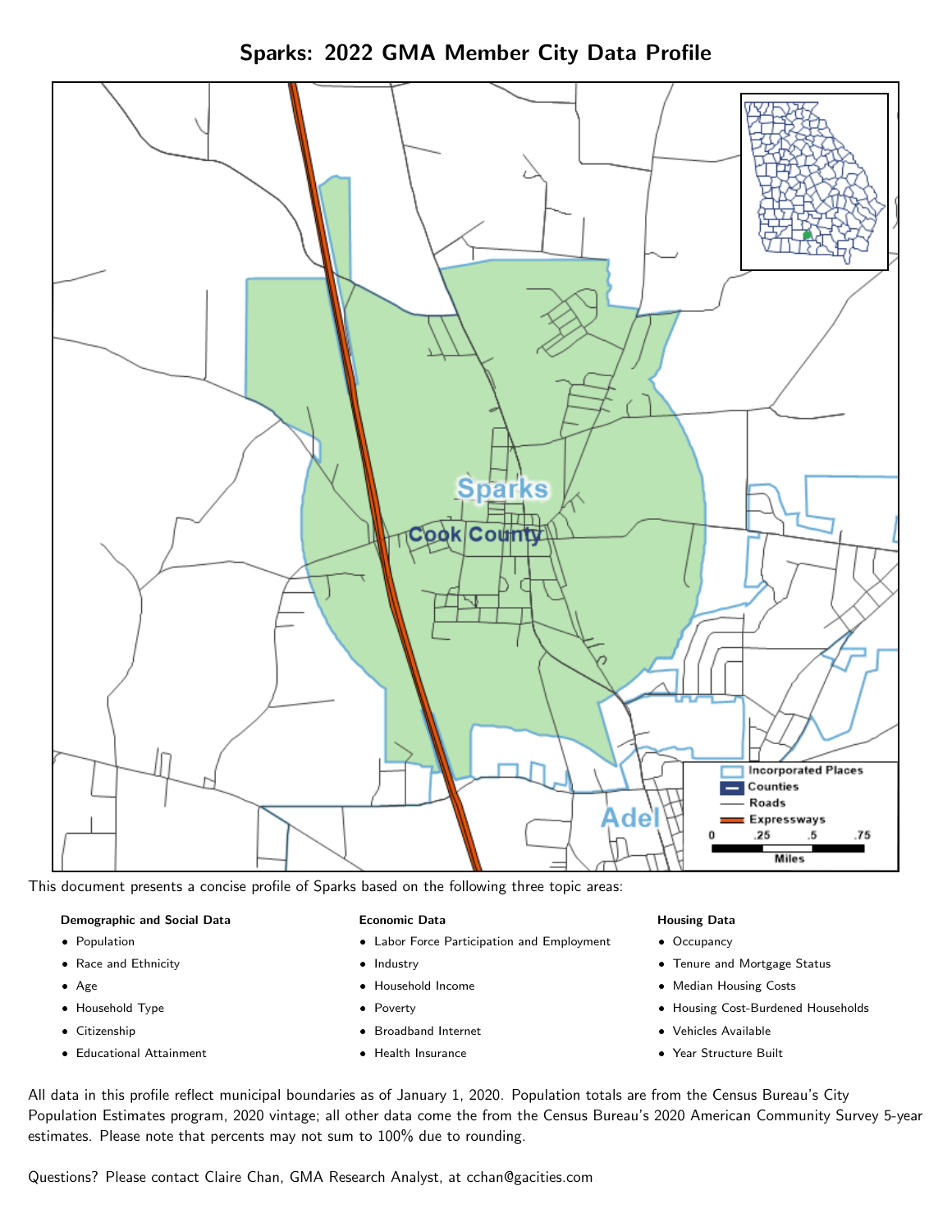# Sparks: 2022 GMA Member City Data Profile

This document presents a concise profile of Sparks based on the following three topic areas:

**Demographic and Social Data**

- Population
- Race and Ethnicity
- Age
- Household Type
- Citizenship
- Educational Attainment

**Economic Data**

- Labor Force Participation and Employment
- Industry
- Household Income
- Poverty
- Broadband Internet
- Health Insurance

**Housing Data**

- Occupancy
- Tenure and Mortgage Status
- Median Housing Costs
- Housing Cost-Burdened Households
- Vehicles Available
- Year Structure Built

All data in this profile reflect municipal boundaries as of January 1, 2020. Population totals are from the Census Bureau's City Population Estimates program, 2020 vintage; all other data come the from the Census Bureau's 2020 American Community Survey 5-year estimates. Please note that percents may not sum to 100% due to rounding.

Questions? Please contact Claire Chan, GMA Research Analyst, at cchan@gacities.com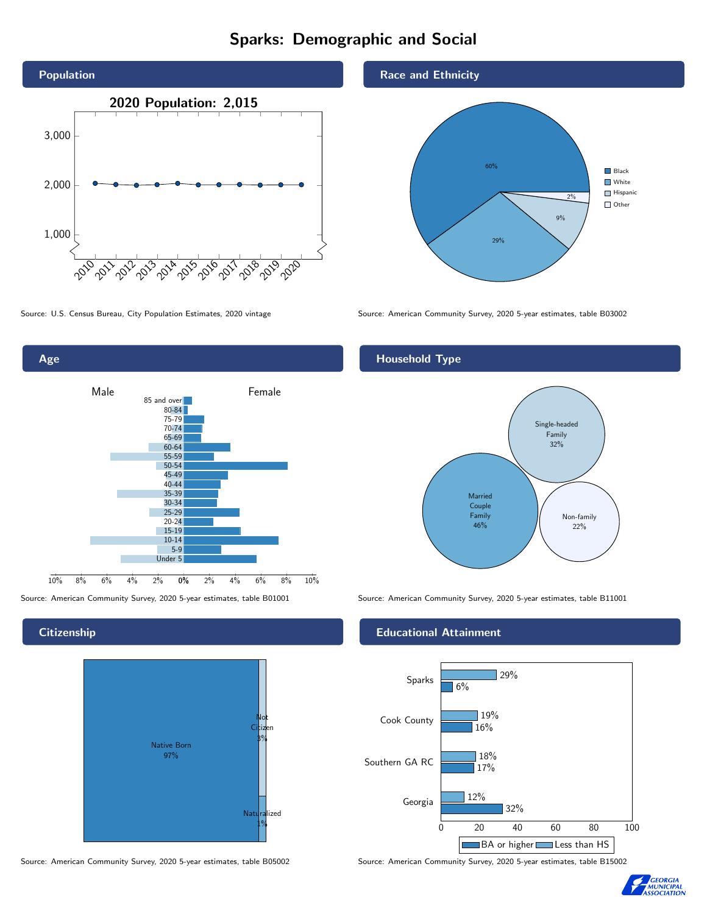# Sparks: Demographic and Social

## Population

2020 Population: 2,015

Source: U.S. Census Bureau, City Population Estimates, 2020 vintage

## Race and Ethnicity

| Race/Ethnicity | Percent |
|---|---|
| Black | 60% |
| White | 29% |
| Hispanic | 9% |
| Other | 2% |

Source: American Community Survey, 2020 5-year estimates, table B03002

## Age

Male / Female

Age groups: 85 and over, 80-84, 75-79, 70-74, 65-69, 60-64, 55-59, 50-54, 45-49, 40-44, 35-39, 30-34, 25-29, 20-24, 15-19, 10-14, 5-9, Under 5

Source: American Community Survey, 2020 5-year estimates, table B01001

## Household Type

| Household Type | Percent |
|---|---|
| Married Couple Family | 46% |
| Single-headed Family | 32% |
| Non-family | 22% |

Source: American Community Survey, 2020 5-year estimates, table B11001

## Citizenship

| Citizenship | Percent |
|---|---|
| Native Born | 97% |
| Not Citizen | 3% |
| Naturalized | 1% |

Source: American Community Survey, 2020 5-year estimates, table B05002

## Educational Attainment

| Area | Less than HS | BA or higher |
|---|---|---|
| Sparks | 29% | 6% |
| Cook County | 19% | 16% |
| Southern GA RC | 18% | 17% |
| Georgia | 12% | 32% |

Source: American Community Survey, 2020 5-year estimates, table B15002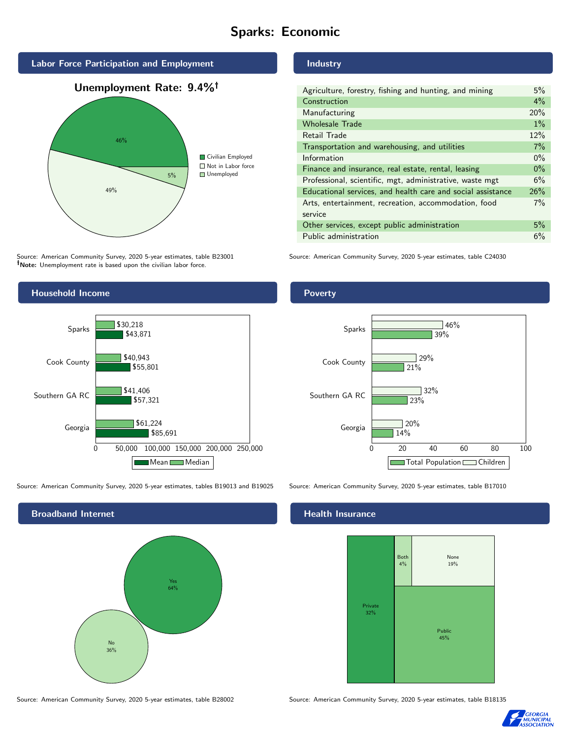# Sparks: Economic

## Labor Force Participation and Employment

**Unemployment Rate: 9.4%†**

| Category | Percent |
|---|---|
| Civilian Employed | 46% |
| Not in Labor force | 49% |
| Unemployed | 5% |

Source: American Community Survey, 2020 5-year estimates, table B23001
**†Note:** Unemployment rate is based upon the civilian labor force.

## Industry

| Industry | Percent |
|---|---|
| Agriculture, forestry, fishing and hunting, and mining | 5% |
| Construction | 4% |
| Manufacturing | 20% |
| Wholesale Trade | 1% |
| Retail Trade | 12% |
| Transportation and warehousing, and utilities | 7% |
| Information | 0% |
| Finance and insurance, real estate, rental, leasing | 0% |
| Professional, scientific, mgt, administrative, waste mgt | 6% |
| Educational services, and health care and social assistance | 26% |
| Arts, entertainment, recreation, accommodation, food service | 7% |
| Other services, except public administration | 5% |
| Public administration | 6% |

Source: American Community Survey, 2020 5-year estimates, table C24030

## Household Income

| | Median | Mean |
|---|---|---|
| Sparks | $30,218 | $43,871 |
| Cook County | $40,943 | $55,801 |
| Southern GA RC | $41,406 | $57,321 |
| Georgia | $61,224 | $85,691 |

Source: American Community Survey, 2020 5-year estimates, tables B19013 and B19025

## Poverty

| | Children | Total Population |
|---|---|---|
| Sparks | 46% | 39% |
| Cook County | 29% | 21% |
| Southern GA RC | 32% | 23% |
| Georgia | 20% | 14% |

Source: American Community Survey, 2020 5-year estimates, table B17010

## Broadband Internet

| | Percent |
|---|---|
| Yes | 64% |
| No | 36% |

Source: American Community Survey, 2020 5-year estimates, table B28002

## Health Insurance

| | Percent |
|---|---|
| Private | 32% |
| Both | 4% |
| None | 19% |
| Public | 45% |

Source: American Community Survey, 2020 5-year estimates, table B18135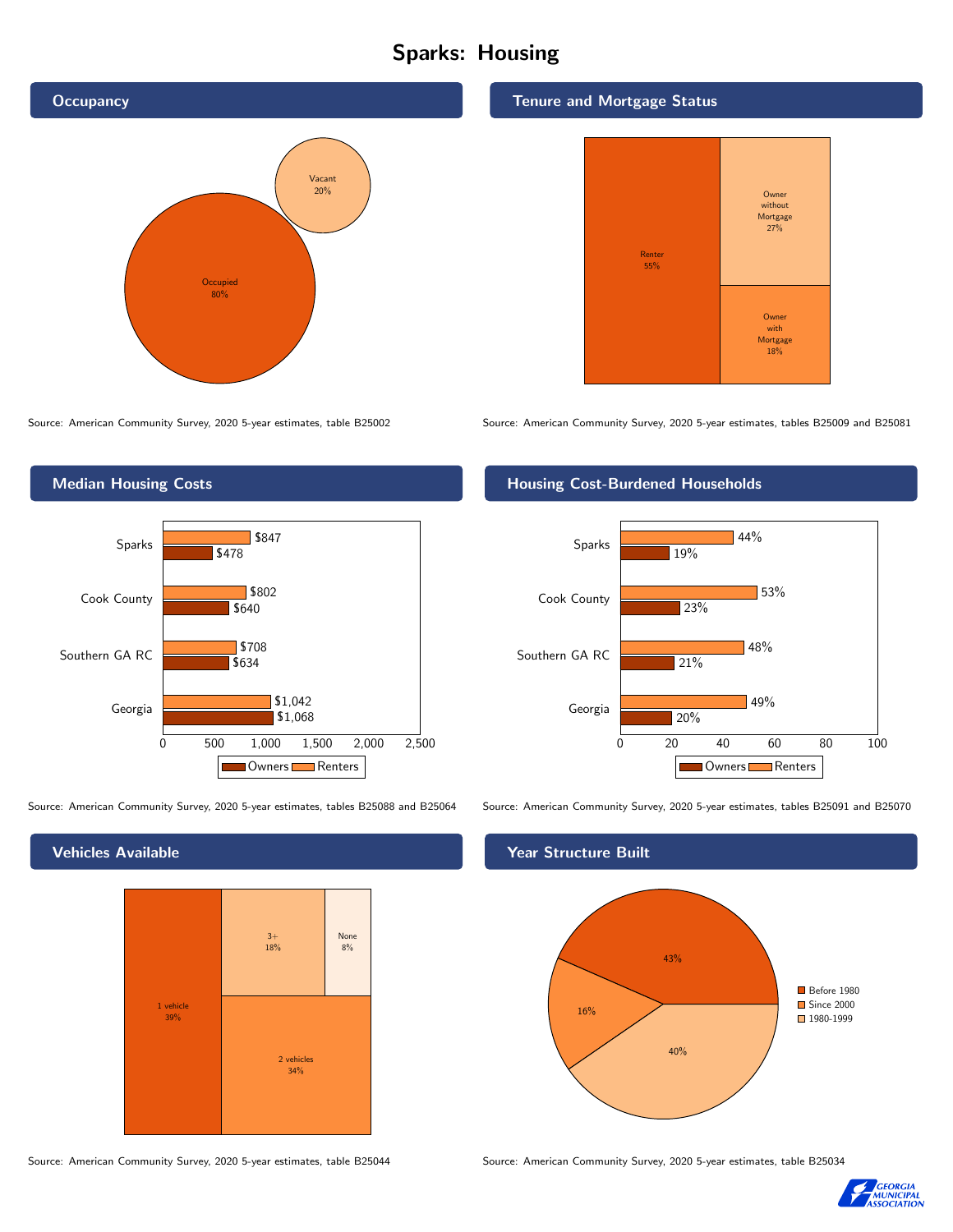# Sparks: Housing

## Occupancy

Vacant
20%

Occupied
80%

Source: American Community Survey, 2020 5-year estimates, table B25002

## Tenure and Mortgage Status

Renter
55%

Owner
without
Mortgage
27%

Owner
with
Mortgage
18%

Source: American Community Survey, 2020 5-year estimates, tables B25009 and B25081

## Median Housing Costs

Sparks
$847
$478

Cook County
$802
$640

Southern GA RC
$708
$634

Georgia
$1,042
$1,068

0 500 1,000 1,500 2,000 2,500

Owners Renters

Source: American Community Survey, 2020 5-year estimates, tables B25088 and B25064

## Housing Cost-Burdened Households

Sparks
44%
19%

Cook County
53%
23%

Southern GA RC
48%
21%

Georgia
49%
20%

0 20 40 60 80 100

Owners Renters

Source: American Community Survey, 2020 5-year estimates, tables B25091 and B25070

## Vehicles Available

1 vehicle
39%

3+
18%

None
8%

2 vehicles
34%

Source: American Community Survey, 2020 5-year estimates, table B25044

## Year Structure Built

43%

16%

40%

Before 1980
Since 2000
1980-1999

Source: American Community Survey, 2020 5-year estimates, table B25034